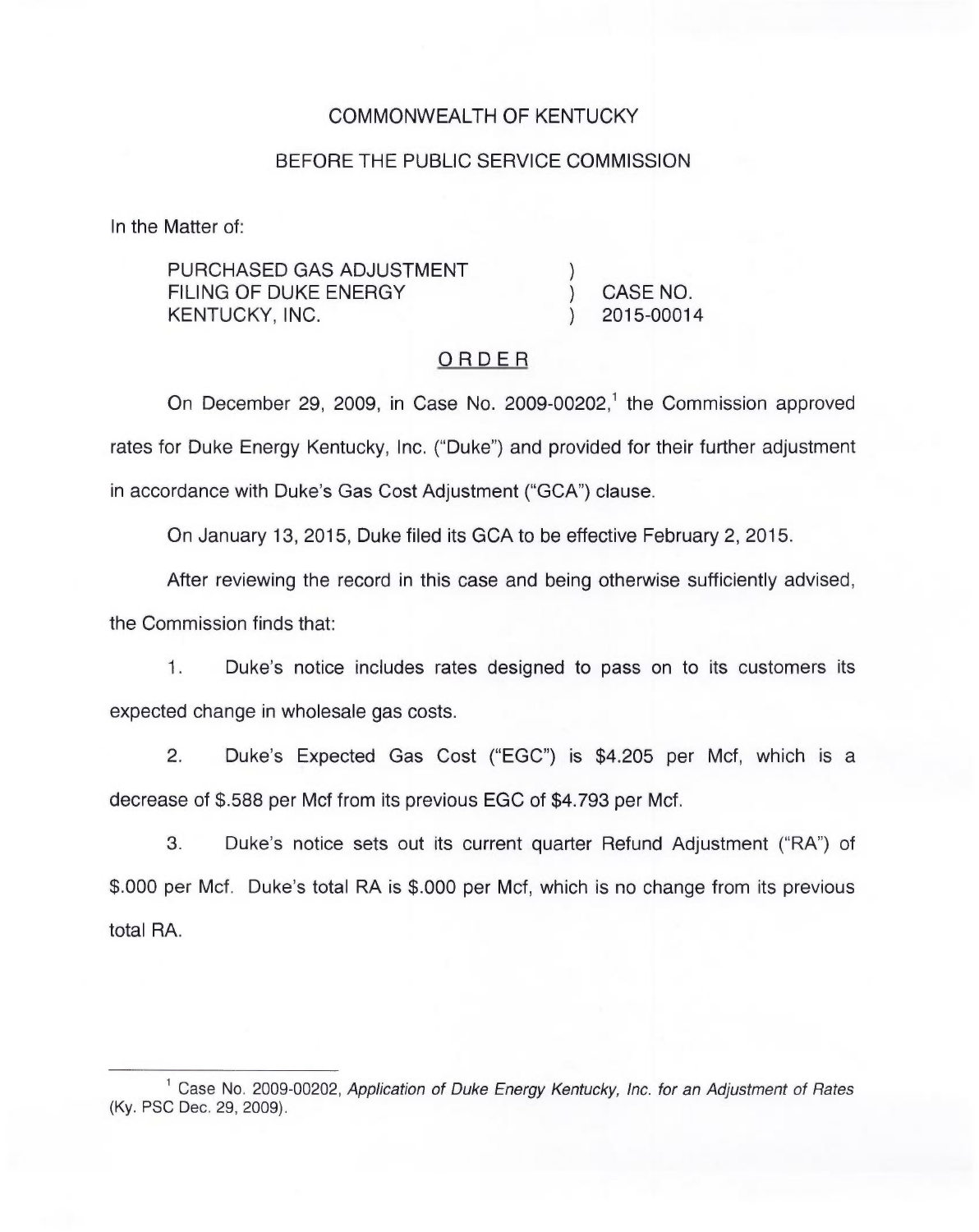COMMONWEALTH OF KENTUCKY

BEFORE THE PUBLIC SERVICE COMMISSION

In the Matter of:

PURCHASED GAS ADJUSTMENT FILING OF DUKE ENERGY KENTUCKY, INC. ) CASE NO. 2015-00014

## ORDER

On December 29, 2009, in Case No. 2009-00202,[1] the Commission approved rates for Duke Energy Kentucky, Inc. ("Duke") and provided for their further adjustment in accordance with Duke's Gas Cost Adjustment ("GCA") clause.

On January 13, 2015, Duke filed its GCA to be effective February 2, 2015.

After reviewing the record in this case and being otherwise sufficiently advised, the Commission finds that:

1. Duke's notice includes rates designed to pass on to its customers its expected change in wholesale gas costs.

2. Duke's Expected Gas Cost ("EGC") is $4.205 per Mcf, which is a decrease of $.588 per Mcf from its previous EGC of $4.793 per Mcf.

3. Duke's notice sets out its current quarter Refund Adjustment ("RA") of $.000 per Mcf. Duke's total RA is $.000 per Mcf, which is no change from its previous total RA.

---

[1] Case No. 2009-00202, *Application of Duke Energy Kentucky, Inc. for an Adjustment of Rates* (Ky. PSC Dec. 29, 2009).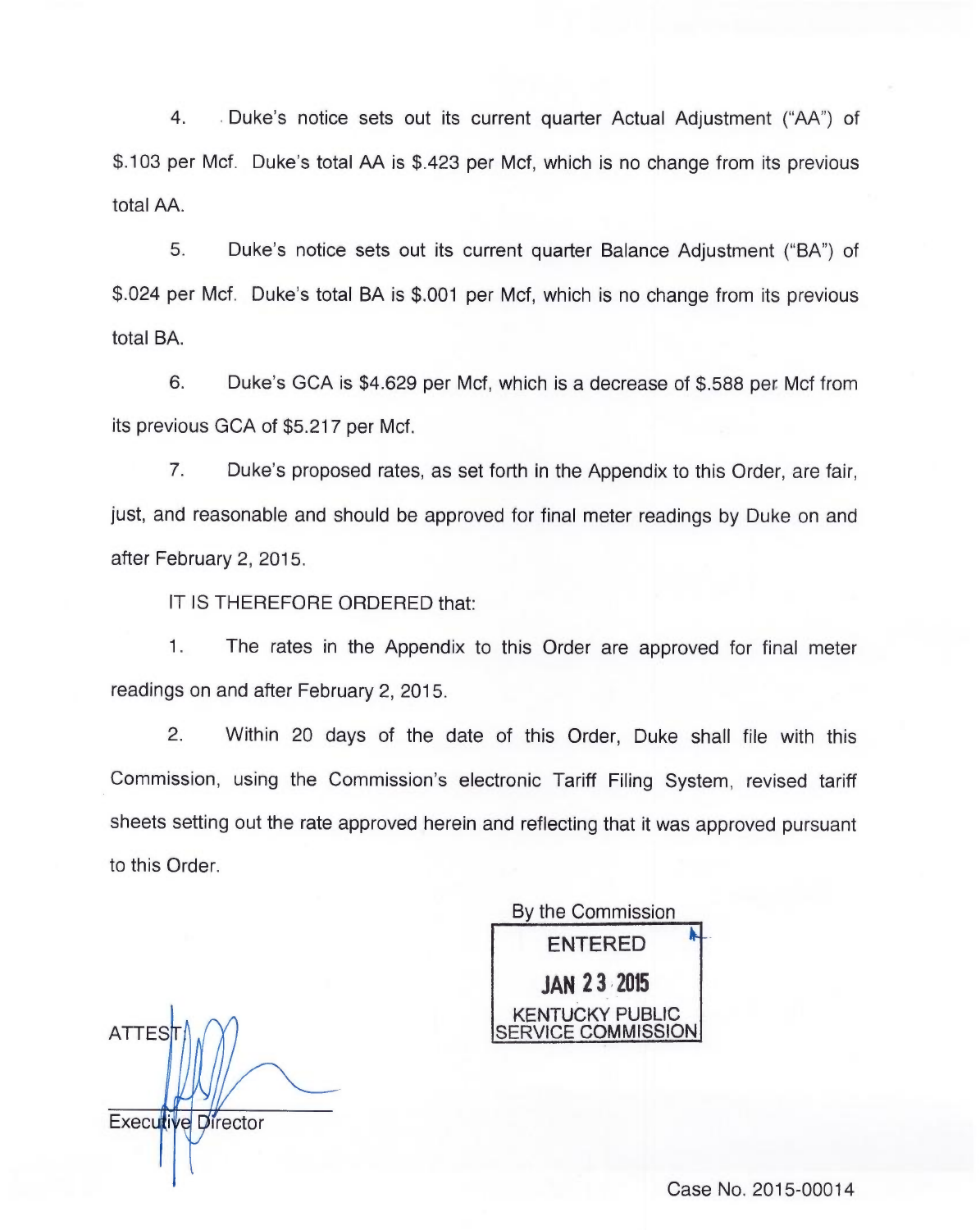4. Duke's notice sets out its current quarter Actual Adjustment ("AA") of $.103 per Mcf. Duke's total AA is $.423 per Mcf, which is no change from its previous total AA.

5. Duke's notice sets out its current quarter Balance Adjustment ("BA") of $.024 per Mcf. Duke's total BA is $.001 per Mcf, which is no change from its previous total BA.

6. Duke's GCA is $4.629 per Mcf, which is a decrease of $.588 per Mcf from its previous GCA of $5.217 per Mcf.

7. Duke's proposed rates, as set forth in the Appendix to this Order, are fair, just, and reasonable and should be approved for final meter readings by Duke on and after February 2, 2015.

IT IS THEREFORE ORDERED that:

1. The rates in the Appendix to this Order are approved for final meter readings on and after February 2, 2015.

2. Within 20 days of the date of this Order, Duke shall file with this Commission, using the Commission's electronic Tariff Filing System, revised tariff sheets setting out the rate approved herein and reflecting that it was approved pursuant to this Order.

By the Commission

ENTERED

JAN 23 2015

KENTUCKY PUBLIC SERVICE COMMISSION

ATTEST:

Executive Director

Case No. 2015-00014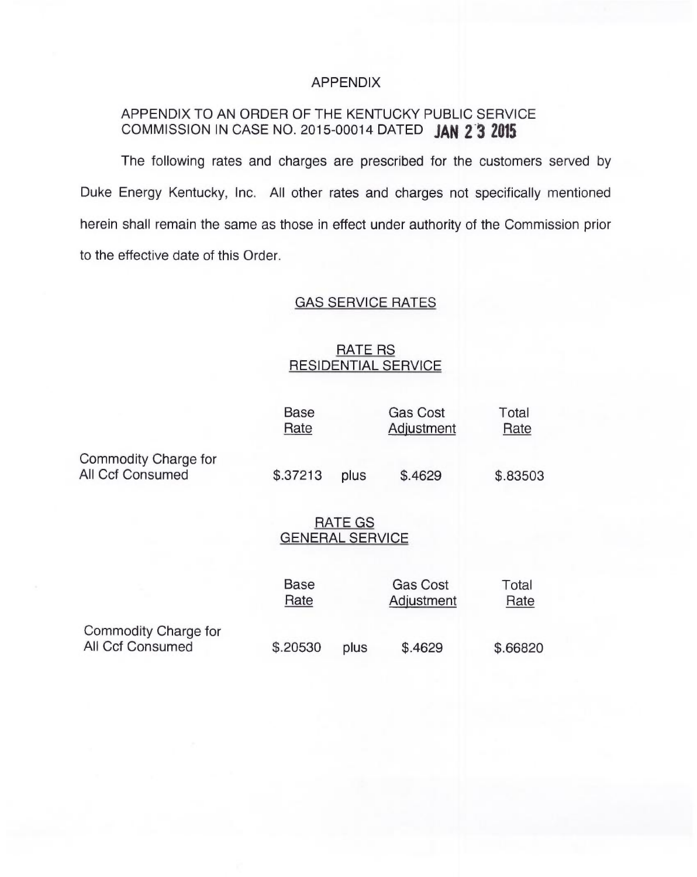# APPENDIX

APPENDIX TO AN ORDER OF THE KENTUCKY PUBLIC SERVICE COMMISSION IN CASE NO. 2015-00014 DATED **JAN 23 2015**

The following rates and charges are prescribed for the customers served by Duke Energy Kentucky, Inc. All other rates and charges not specifically mentioned herein shall remain the same as those in effect under authority of the Commission prior to the effective date of this Order.

## GAS SERVICE RATES

### RATE RS RESIDENTIAL SERVICE

| | Base Rate | | Gas Cost Adjustment | Total Rate |
|---|---|---|---|---|
| Commodity Charge for All Ccf Consumed | $.37213 | plus | $.4629 | $.83503 |

### RATE GS GENERAL SERVICE

| | Base Rate | | Gas Cost Adjustment | Total Rate |
|---|---|---|---|---|
| Commodity Charge for All Ccf Consumed | $.20530 | plus | $.4629 | $.66820 |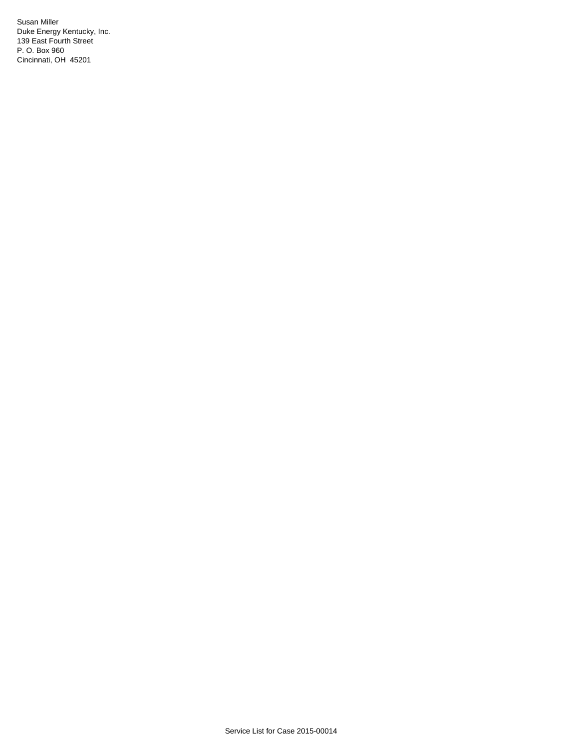Susan Miller
Duke Energy Kentucky, Inc.
139 East Fourth Street
P. O. Box 960
Cincinnati, OH  45201